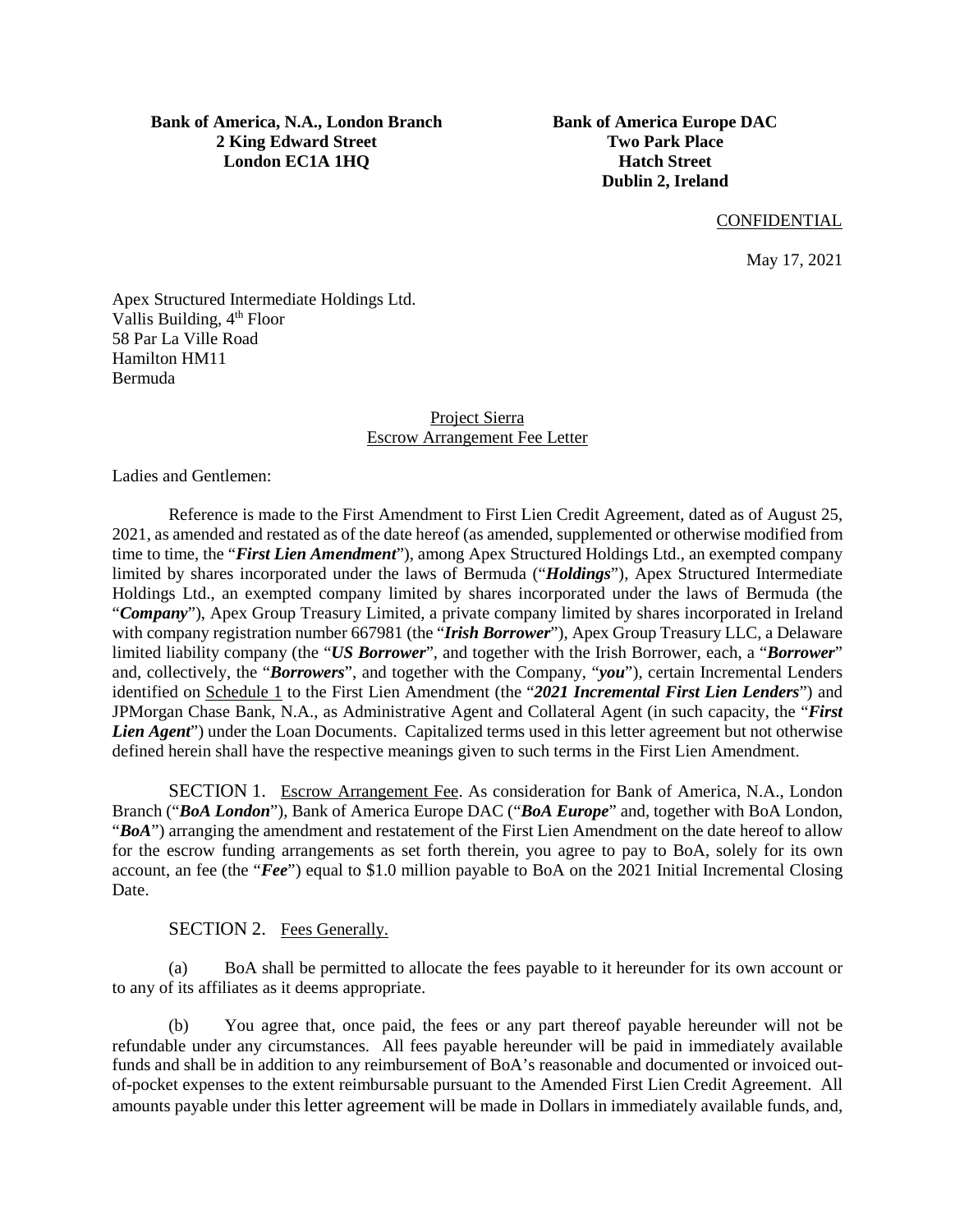**Bank of America, N.A., London Branch**
**2 King Edward Street**
**London EC1A 1HQ**

**Bank of America Europe DAC**
**Two Park Place**
**Hatch Street**
**Dublin 2, Ireland**

CONFIDENTIAL

May 17, 2021

Apex Structured Intermediate Holdings Ltd.
Vallis Building, 4th Floor
58 Par La Ville Road
Hamilton HM11
Bermuda

Project Sierra
Escrow Arrangement Fee Letter

Ladies and Gentlemen:

Reference is made to the First Amendment to First Lien Credit Agreement, dated as of August 25, 2021, as amended and restated as of the date hereof (as amended, supplemented or otherwise modified from time to time, the "***First Lien Amendment***"), among Apex Structured Holdings Ltd., an exempted company limited by shares incorporated under the laws of Bermuda ("***Holdings***"), Apex Structured Intermediate Holdings Ltd., an exempted company limited by shares incorporated under the laws of Bermuda (the "***Company***"), Apex Group Treasury Limited, a private company limited by shares incorporated in Ireland with company registration number 667981 (the "***Irish Borrower***"), Apex Group Treasury LLC, a Delaware limited liability company (the "***US Borrower***", and together with the Irish Borrower, each, a "***Borrower***" and, collectively, the "***Borrowers***", and together with the Company, "***you***"), certain Incremental Lenders identified on Schedule 1 to the First Lien Amendment (the "***2021 Incremental First Lien Lenders***") and JPMorgan Chase Bank, N.A., as Administrative Agent and Collateral Agent (in such capacity, the "***First Lien Agent***") under the Loan Documents. Capitalized terms used in this letter agreement but not otherwise defined herein shall have the respective meanings given to such terms in the First Lien Amendment.

SECTION 1. Escrow Arrangement Fee. As consideration for Bank of America, N.A., London Branch ("***BoA London***"), Bank of America Europe DAC ("***BoA Europe***" and, together with BoA London, "***BoA***") arranging the amendment and restatement of the First Lien Amendment on the date hereof to allow for the escrow funding arrangements as set forth therein, you agree to pay to BoA, solely for its own account, an fee (the "***Fee***") equal to $1.0 million payable to BoA on the 2021 Initial Incremental Closing Date.

SECTION 2. Fees Generally.

(a) BoA shall be permitted to allocate the fees payable to it hereunder for its own account or to any of its affiliates as it deems appropriate.

(b) You agree that, once paid, the fees or any part thereof payable hereunder will not be refundable under any circumstances. All fees payable hereunder will be paid in immediately available funds and shall be in addition to any reimbursement of BoA's reasonable and documented or invoiced out-of-pocket expenses to the extent reimbursable pursuant to the Amended First Lien Credit Agreement. All amounts payable under this letter agreement will be made in Dollars in immediately available funds, and,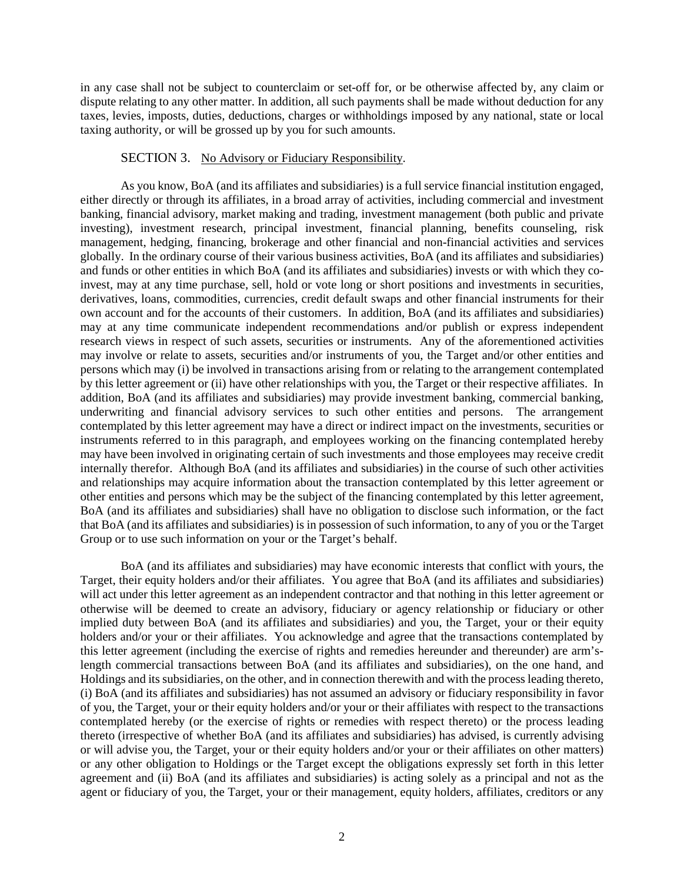in any case shall not be subject to counterclaim or set-off for, or be otherwise affected by, any claim or dispute relating to any other matter. In addition, all such payments shall be made without deduction for any taxes, levies, imposts, duties, deductions, charges or withholdings imposed by any national, state or local taxing authority, or will be grossed up by you for such amounts.

SECTION 3. No Advisory or Fiduciary Responsibility.

As you know, BoA (and its affiliates and subsidiaries) is a full service financial institution engaged, either directly or through its affiliates, in a broad array of activities, including commercial and investment banking, financial advisory, market making and trading, investment management (both public and private investing), investment research, principal investment, financial planning, benefits counseling, risk management, hedging, financing, brokerage and other financial and non-financial activities and services globally. In the ordinary course of their various business activities, BoA (and its affiliates and subsidiaries) and funds or other entities in which BoA (and its affiliates and subsidiaries) invests or with which they co-invest, may at any time purchase, sell, hold or vote long or short positions and investments in securities, derivatives, loans, commodities, currencies, credit default swaps and other financial instruments for their own account and for the accounts of their customers. In addition, BoA (and its affiliates and subsidiaries) may at any time communicate independent recommendations and/or publish or express independent research views in respect of such assets, securities or instruments. Any of the aforementioned activities may involve or relate to assets, securities and/or instruments of you, the Target and/or other entities and persons which may (i) be involved in transactions arising from or relating to the arrangement contemplated by this letter agreement or (ii) have other relationships with you, the Target or their respective affiliates. In addition, BoA (and its affiliates and subsidiaries) may provide investment banking, commercial banking, underwriting and financial advisory services to such other entities and persons. The arrangement contemplated by this letter agreement may have a direct or indirect impact on the investments, securities or instruments referred to in this paragraph, and employees working on the financing contemplated hereby may have been involved in originating certain of such investments and those employees may receive credit internally therefor. Although BoA (and its affiliates and subsidiaries) in the course of such other activities and relationships may acquire information about the transaction contemplated by this letter agreement or other entities and persons which may be the subject of the financing contemplated by this letter agreement, BoA (and its affiliates and subsidiaries) shall have no obligation to disclose such information, or the fact that BoA (and its affiliates and subsidiaries) is in possession of such information, to any of you or the Target Group or to use such information on your or the Target's behalf.

BoA (and its affiliates and subsidiaries) may have economic interests that conflict with yours, the Target, their equity holders and/or their affiliates. You agree that BoA (and its affiliates and subsidiaries) will act under this letter agreement as an independent contractor and that nothing in this letter agreement or otherwise will be deemed to create an advisory, fiduciary or agency relationship or fiduciary or other implied duty between BoA (and its affiliates and subsidiaries) and you, the Target, your or their equity holders and/or your or their affiliates. You acknowledge and agree that the transactions contemplated by this letter agreement (including the exercise of rights and remedies hereunder and thereunder) are arm's-length commercial transactions between BoA (and its affiliates and subsidiaries), on the one hand, and Holdings and its subsidiaries, on the other, and in connection therewith and with the process leading thereto, (i) BoA (and its affiliates and subsidiaries) has not assumed an advisory or fiduciary responsibility in favor of you, the Target, your or their equity holders and/or your or their affiliates with respect to the transactions contemplated hereby (or the exercise of rights or remedies with respect thereto) or the process leading thereto (irrespective of whether BoA (and its affiliates and subsidiaries) has advised, is currently advising or will advise you, the Target, your or their equity holders and/or your or their affiliates on other matters) or any other obligation to Holdings or the Target except the obligations expressly set forth in this letter agreement and (ii) BoA (and its affiliates and subsidiaries) is acting solely as a principal and not as the agent or fiduciary of you, the Target, your or their management, equity holders, affiliates, creditors or any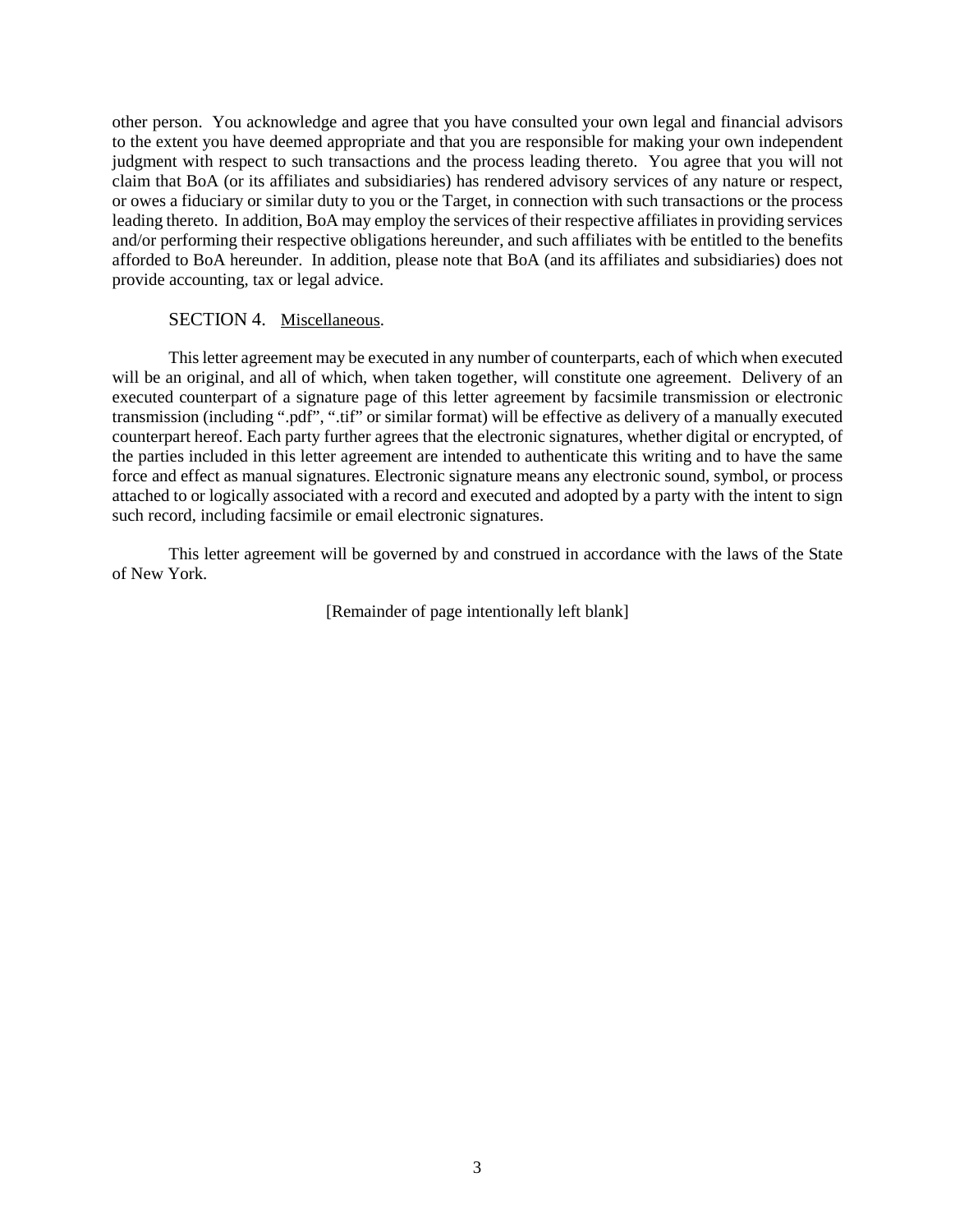other person. You acknowledge and agree that you have consulted your own legal and financial advisors to the extent you have deemed appropriate and that you are responsible for making your own independent judgment with respect to such transactions and the process leading thereto. You agree that you will not claim that BoA (or its affiliates and subsidiaries) has rendered advisory services of any nature or respect, or owes a fiduciary or similar duty to you or the Target, in connection with such transactions or the process leading thereto. In addition, BoA may employ the services of their respective affiliates in providing services and/or performing their respective obligations hereunder, and such affiliates with be entitled to the benefits afforded to BoA hereunder. In addition, please note that BoA (and its affiliates and subsidiaries) does not provide accounting, tax or legal advice.

SECTION 4. Miscellaneous.

This letter agreement may be executed in any number of counterparts, each of which when executed will be an original, and all of which, when taken together, will constitute one agreement. Delivery of an executed counterpart of a signature page of this letter agreement by facsimile transmission or electronic transmission (including ".pdf", ".tif" or similar format) will be effective as delivery of a manually executed counterpart hereof. Each party further agrees that the electronic signatures, whether digital or encrypted, of the parties included in this letter agreement are intended to authenticate this writing and to have the same force and effect as manual signatures. Electronic signature means any electronic sound, symbol, or process attached to or logically associated with a record and executed and adopted by a party with the intent to sign such record, including facsimile or email electronic signatures.

This letter agreement will be governed by and construed in accordance with the laws of the State of New York.

[Remainder of page intentionally left blank]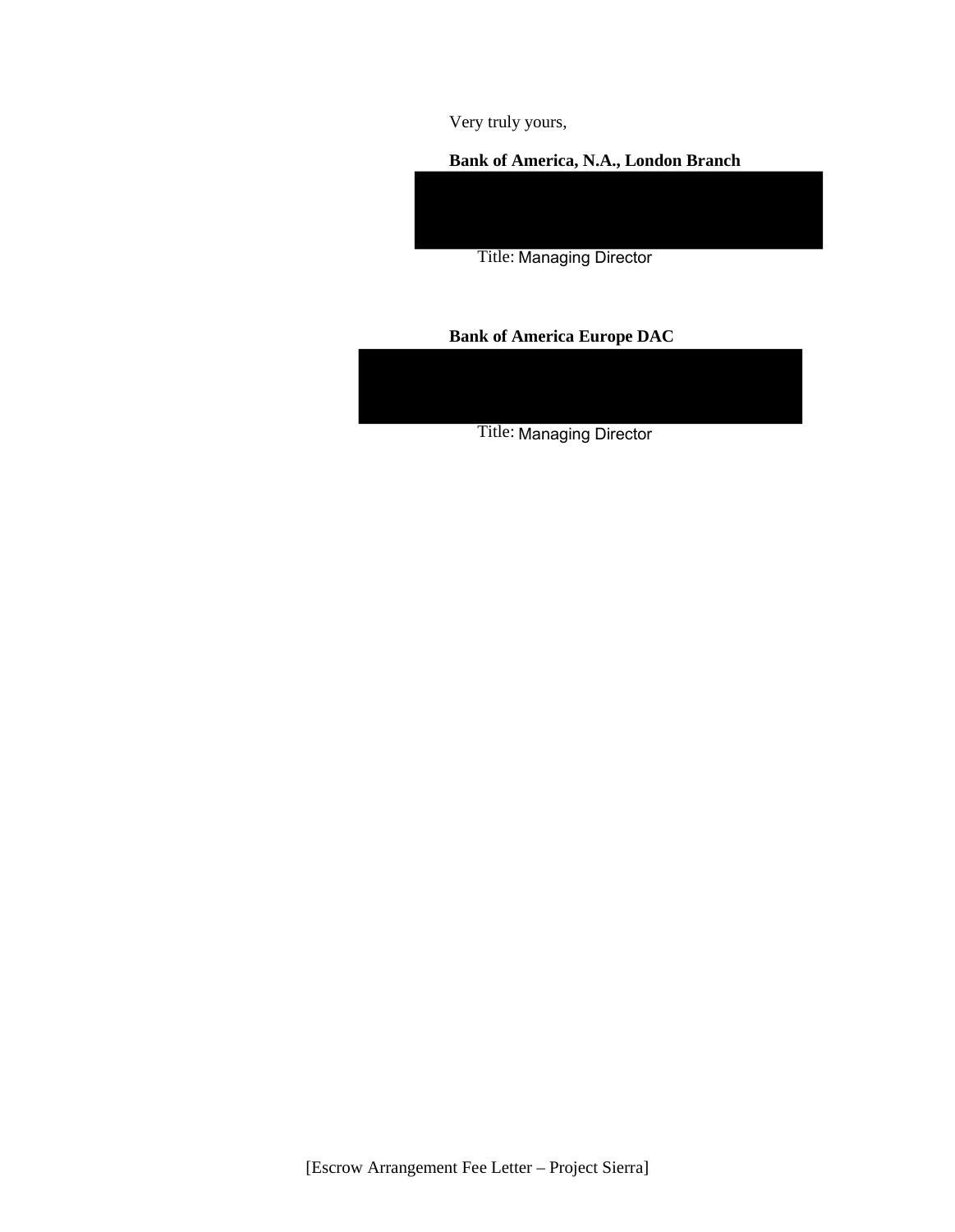Very truly yours,

**Bank of America, N.A., London Branch**

Title: Managing Director

**Bank of America Europe DAC**

Title: Managing Director

[Escrow Arrangement Fee Letter – Project Sierra]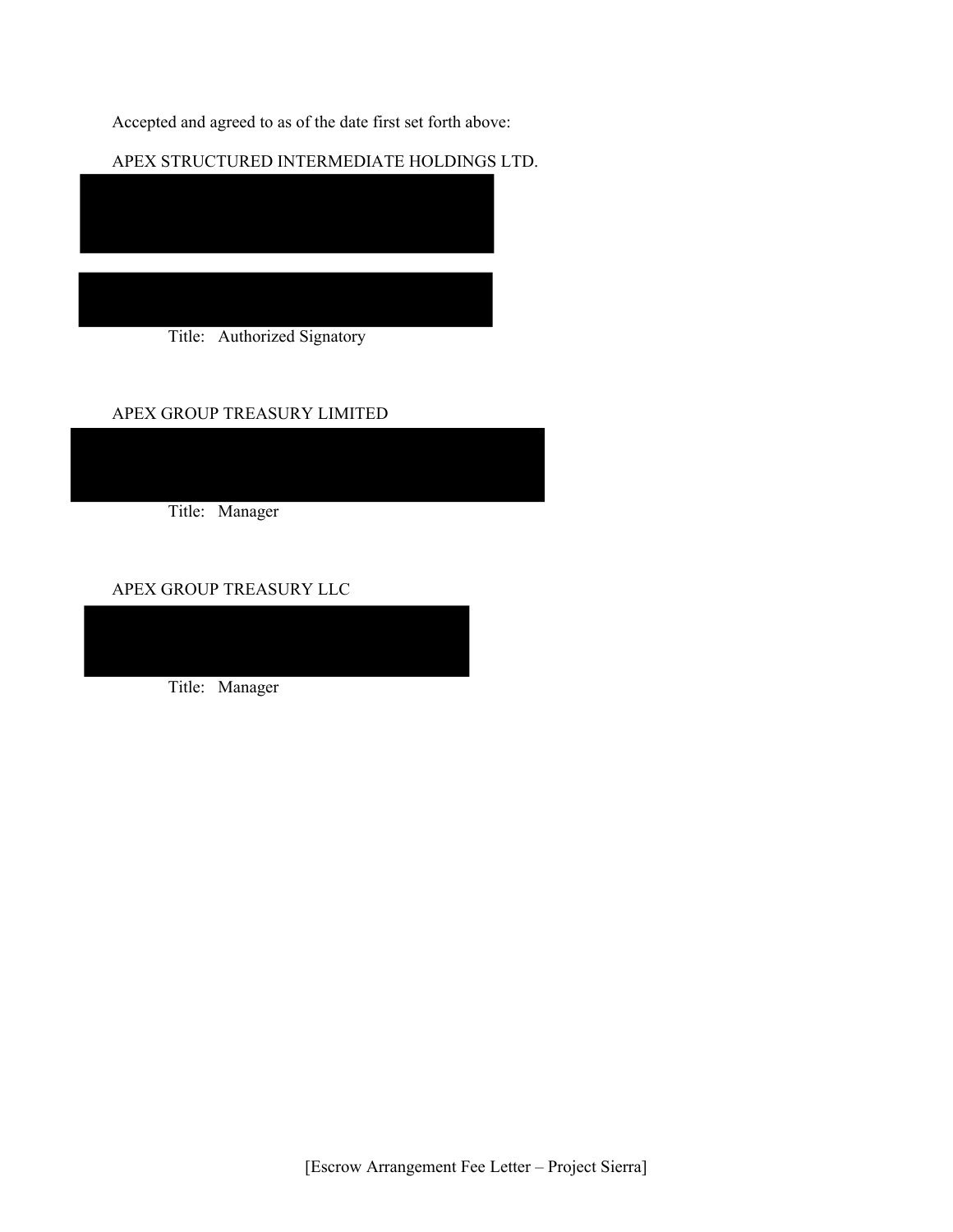Accepted and agreed to as of the date first set forth above:

APEX STRUCTURED INTERMEDIATE HOLDINGS LTD.

Title: Authorized Signatory

APEX GROUP TREASURY LIMITED

Title: Manager

APEX GROUP TREASURY LLC

Title: Manager

[Escrow Arrangement Fee Letter – Project Sierra]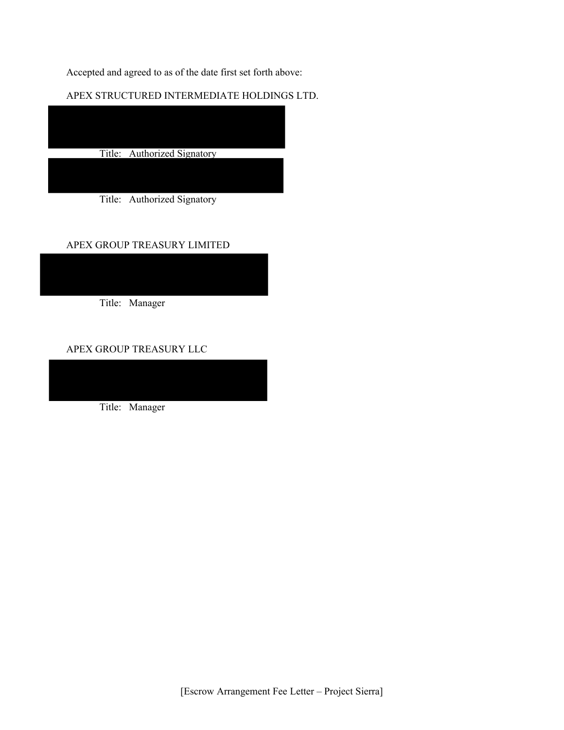Accepted and agreed to as of the date first set forth above:

APEX STRUCTURED INTERMEDIATE HOLDINGS LTD.

Title: Authorized Signatory

Title: Authorized Signatory

APEX GROUP TREASURY LIMITED

Title: Manager

APEX GROUP TREASURY LLC

Title: Manager

[Escrow Arrangement Fee Letter – Project Sierra]